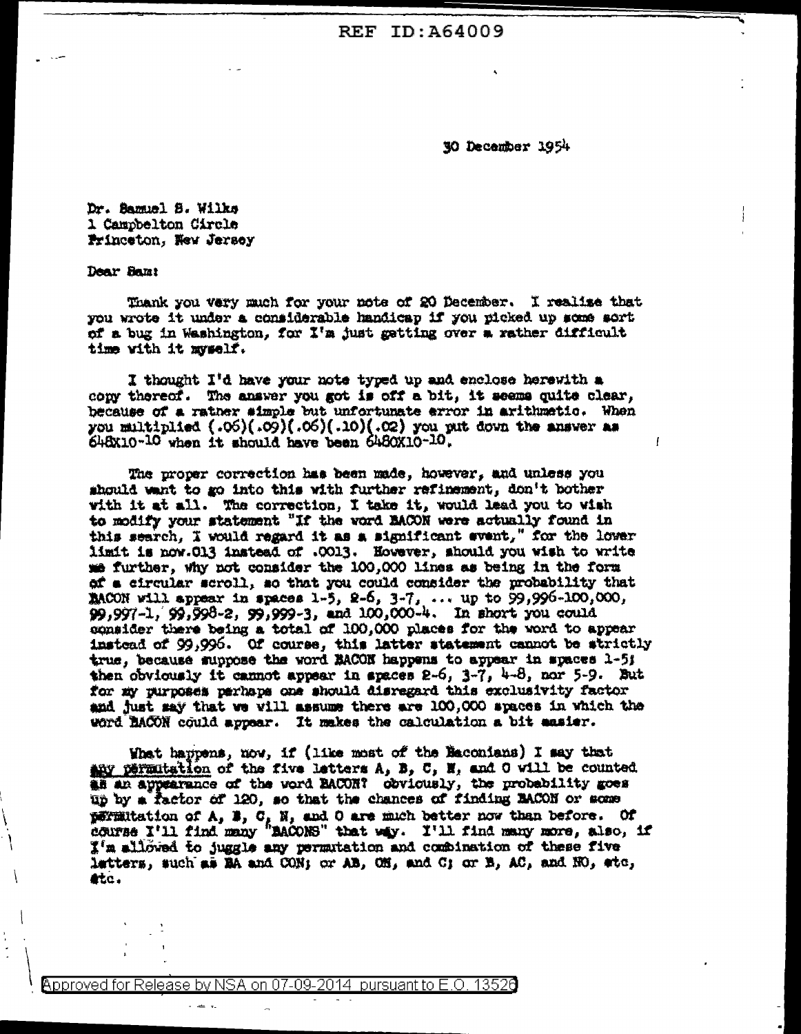30 December 1954

Dr. Samuel S. Wilks
1 Campbelton Circle
Princeton, New Jersey

Dear Sam:

Thank you very much for your note of 20 December. I realize that you wrote it under a considerable handicap if you picked up some sort of a bug in Washington, for I'm just getting over a rather difficult time with it myself.

I thought I'd have your note typed up and enclose herewith a copy thereof. The answer you got is off a bit, it seems quite clear, because of a rather simple but unfortunate error in arithmetic. When you multiplied (.06)(.09)(.06)(.10)(.02) you put down the answer as $648\times10^{-10}$ when it should have been $6480\times10^{-10}$.

The proper correction has been made, however, and unless you should want to go into this with further refinement, don't bother with it at all. The correction, I take it, would lead you to wish to modify your statement "If the word BACON were actually found in this search, I would regard it as a significant event," for the lower limit is now .013 instead of .0013. However, should you wish to write me further, why not consider the 100,000 lines as being in the form of a circular scroll, so that you could consider the probability that BACON will appear in spaces 1-5, 2-6, 3-7, ... up to 99,996-100,000, 99,997-1, 99,998-2, 99,999-3, and 100,000-4. In short you could consider there being a total of 100,000 places for the word to appear instead of 99,996. Of course, this latter statement cannot be strictly true, because suppose the word BACON happens to appear in spaces 1-5; then obviously it cannot appear in spaces 2-6, 3-7, 4-8, nor 5-9. But for my purposes perhaps one should disregard this exclusivity factor and just say that we will assume there are 100,000 spaces in which the word BACON could appear. It makes the calculation a bit easier.

What happens, now, if (like most of the Baconians) I say that any permutation of the five letters A, B, C, N, and O will be counted as an appearance of the word BACON? Obviously, the probability goes up by a factor of 120, so that the chances of finding BACON or some permutation of A, B, C, N, and O are much better now than before. Of course I'll find many "BACONS" that way. I'll find many more, also, if I'm allowed to juggle any permutation and combination of these five letters, such as BA and CON; or AB, ON, and C; or B, AC, and NO, etc, etc.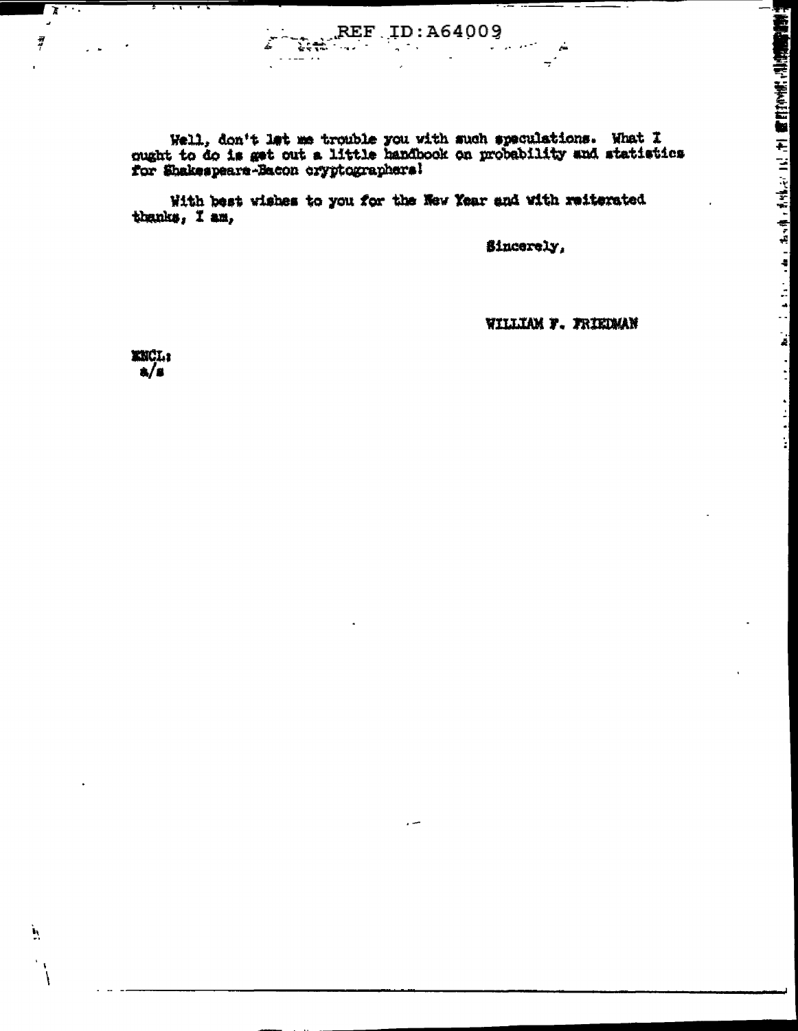REF ID:A64009

Well, don't let me trouble you with such speculations. What I ought to do is get out a little handbook on probability and statistics for Shakespeare-Bacon cryptographers!

With best wishes to you for the New Year and with reiterated thanks, I am,

Sincerely,

WILLIAM F. FRIEDMAN

ENCL:
a/s